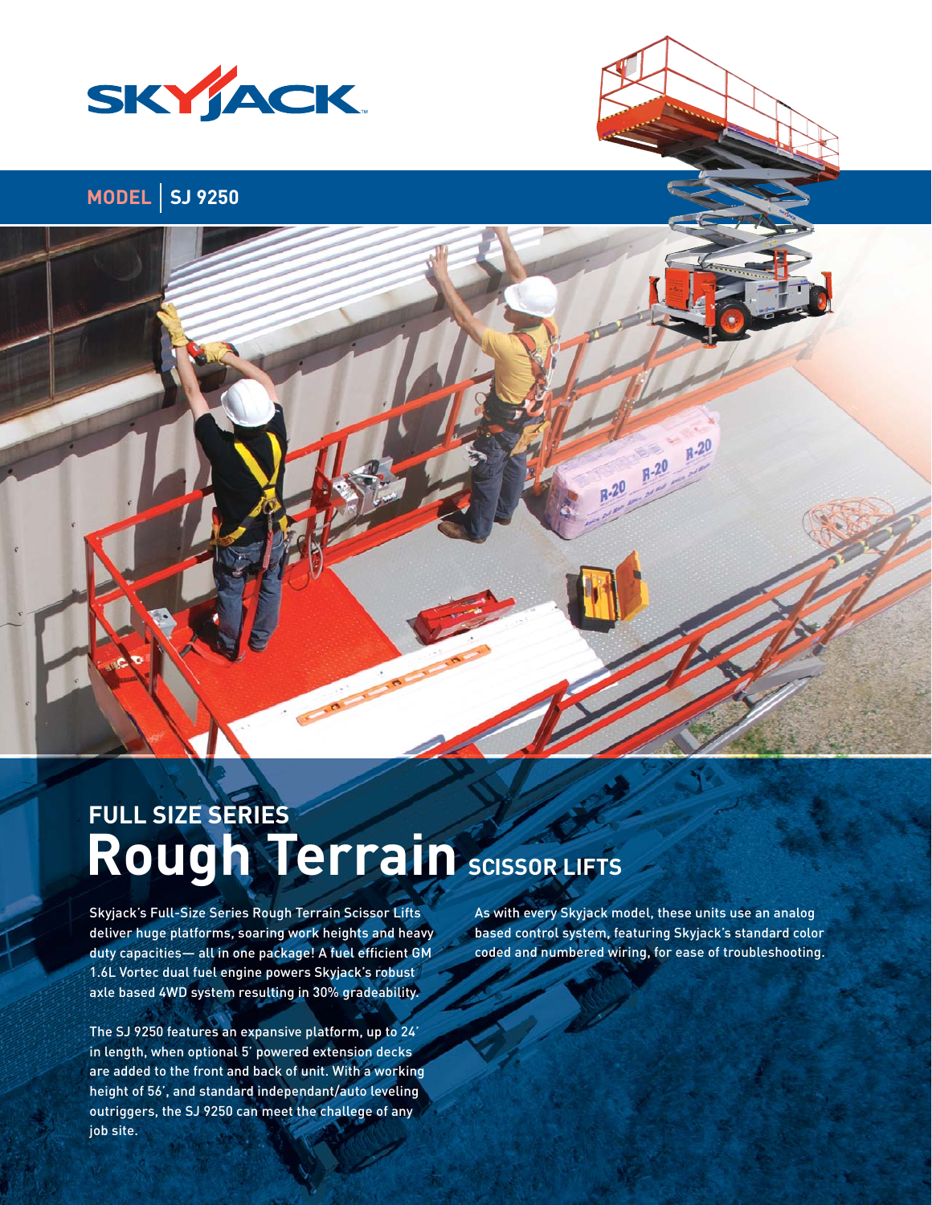SKYJACK

MODEL | SJ 9250

## FULL SIZE SERIES

# Rough Terrain SCISSOR LIFTS

Skyjack's Full-Size Series Rough Terrain Scissor Lifts deliver huge platforms, soaring work heights and heavy duty capacities— all in one package! A fuel efficient GM 1.6L Vortec dual fuel engine powers Skyjack's robust axle based 4WD system resulting in 30% gradeability.

The SJ 9250 features an expansive platform, up to 24' in length, when optional 5' powered extension decks are added to the front and back of unit. With a working height of 56', and standard independant/auto leveling outriggers, the SJ 9250 can meet the challege of any job site.

As with every Skyjack model, these units use an analog based control system, featuring Skyjack's standard color coded and numbered wiring, for ease of troubleshooting.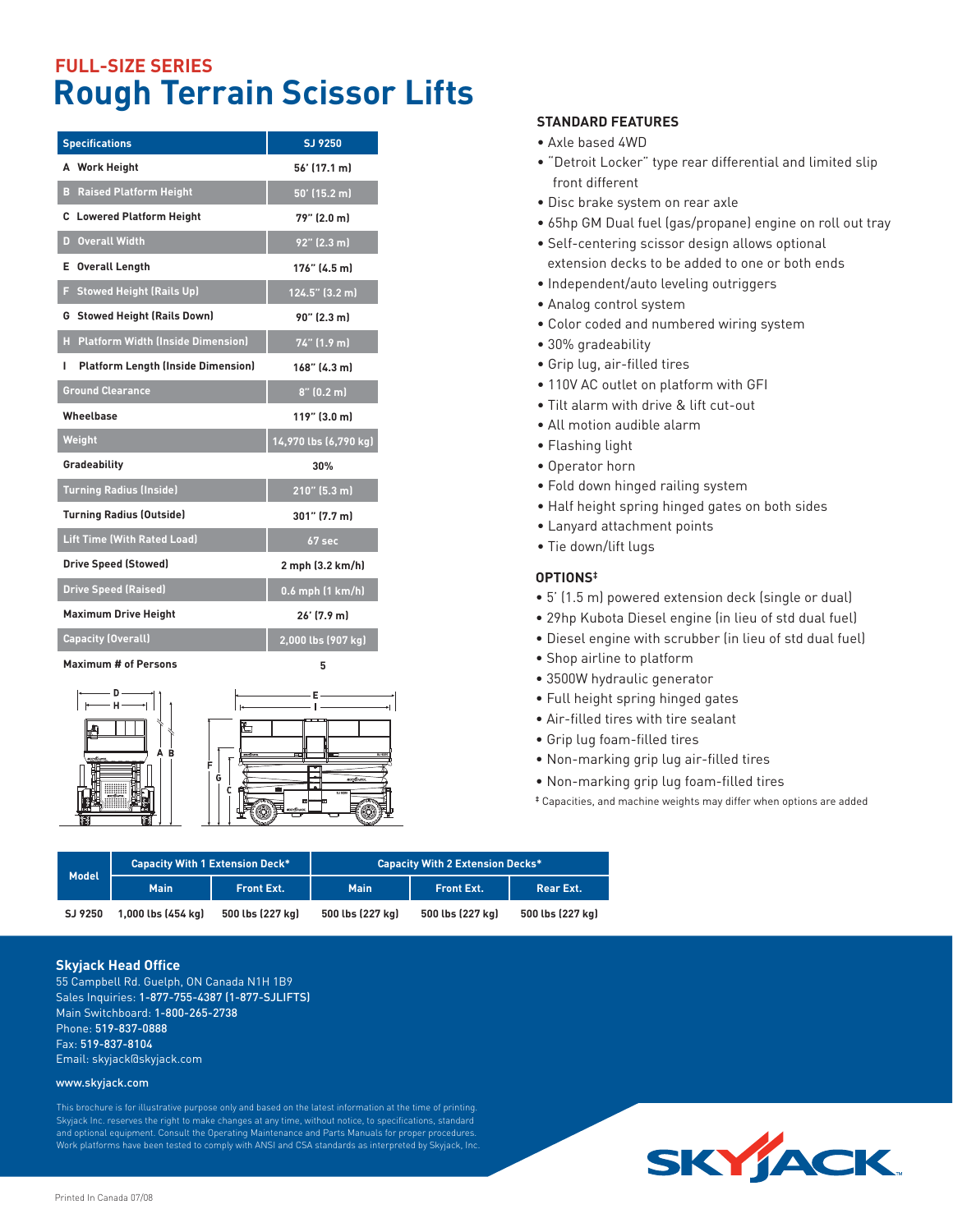## FULL-SIZE SERIES

# Rough Terrain Scissor Lifts

| Specifications | SJ 9250 |
|---|---|
| A Work Height | 56' (17.1 m) |
| B Raised Platform Height | 50' (15.2 m) |
| C Lowered Platform Height | 79" (2.0 m) |
| D Overall Width | 92" (2.3 m) |
| E Overall Length | 176" (4.5 m) |
| F Stowed Height (Rails Up) | 124.5" (3.2 m) |
| G Stowed Height (Rails Down) | 90" (2.3 m) |
| H Platform Width (Inside Dimension) | 74" (1.9 m) |
| I Platform Length (Inside Dimension) | 168" (4.3 m) |
| Ground Clearance | 8" (0.2 m) |
| Wheelbase | 119" (3.0 m) |
| Weight | 14,970 lbs (6,790 kg) |
| Gradeability | 30% |
| Turning Radius (Inside) | 210" (5.3 m) |
| Turning Radius (Outside) | 301" (7.7 m) |
| Lift Time (With Rated Load) | 67 sec |
| Drive Speed (Stowed) | 2 mph (3.2 km/h) |
| Drive Speed (Raised) | 0.6 mph (1 km/h) |
| Maximum Drive Height | 26' (7.9 m) |
| Capacity (Overall) | 2,000 lbs (907 kg) |
| Maximum # of Persons | 5 |

D
H
A B
E
I
F
G
C

### STANDARD FEATURES

- Axle based 4WD
- "Detroit Locker" type rear differential and limited slip front different
- Disc brake system on rear axle
- 65hp GM Dual fuel (gas/propane) engine on roll out tray
- Self-centering scissor design allows optional extension decks to be added to one or both ends
- Independent/auto leveling outriggers
- Analog control system
- Color coded and numbered wiring system
- 30% gradeability
- Grip lug, air-filled tires
- 110V AC outlet on platform with GFI
- Tilt alarm with drive & lift cut-out
- All motion audible alarm
- Flashing light
- Operator horn
- Fold down hinged railing system
- Half height spring hinged gates on both sides
- Lanyard attachment points
- Tie down/lift lugs

### OPTIONS‡

- 5' (1.5 m) powered extension deck (single or dual)
- 29hp Kubota Diesel engine (in lieu of std dual fuel)
- Diesel engine with scrubber (in lieu of std dual fuel)
- Shop airline to platform
- 3500W hydraulic generator
- Full height spring hinged gates
- Air-filled tires with tire sealant
- Grip lug foam-filled tires
- Non-marking grip lug air-filled tires
- Non-marking grip lug foam-filled tires

‡ Capacities, and machine weights may differ when options are added

| Model | Capacity With 1 Extension Deck* | | Capacity With 2 Extension Decks* | | |
|---|---|---|---|---|---|
| | Main | Front Ext. | Main | Front Ext. | Rear Ext. |
| SJ 9250 | 1,000 lbs (454 kg) | 500 lbs (227 kg) | 500 lbs (227 kg) | 500 lbs (227 kg) | 500 lbs (227 kg) |

**Skyjack Head Office**
55 Campbell Rd. Guelph, ON Canada N1H 1B9
Sales Inquiries: 1-877-755-4387 (1-877-SJLIFTS)
Main Switchboard: 1-800-265-2738
Phone: 519-837-0888
Fax: 519-837-8104
Email: skyjack@skyjack.com

www.skyjack.com

This brochure is for illustrative purpose only and based on the latest information at the time of printing. Skyjack Inc. reserves the right to make changes at any time, without notice, to specifications, standard and optional equipment. Consult the Operating Maintenance and Parts Manuals for proper procedures. Work platforms have been tested to comply with ANSI and CSA standards as interpreted by Skyjack, Inc.

SKYJACK

Printed In Canada 07/08